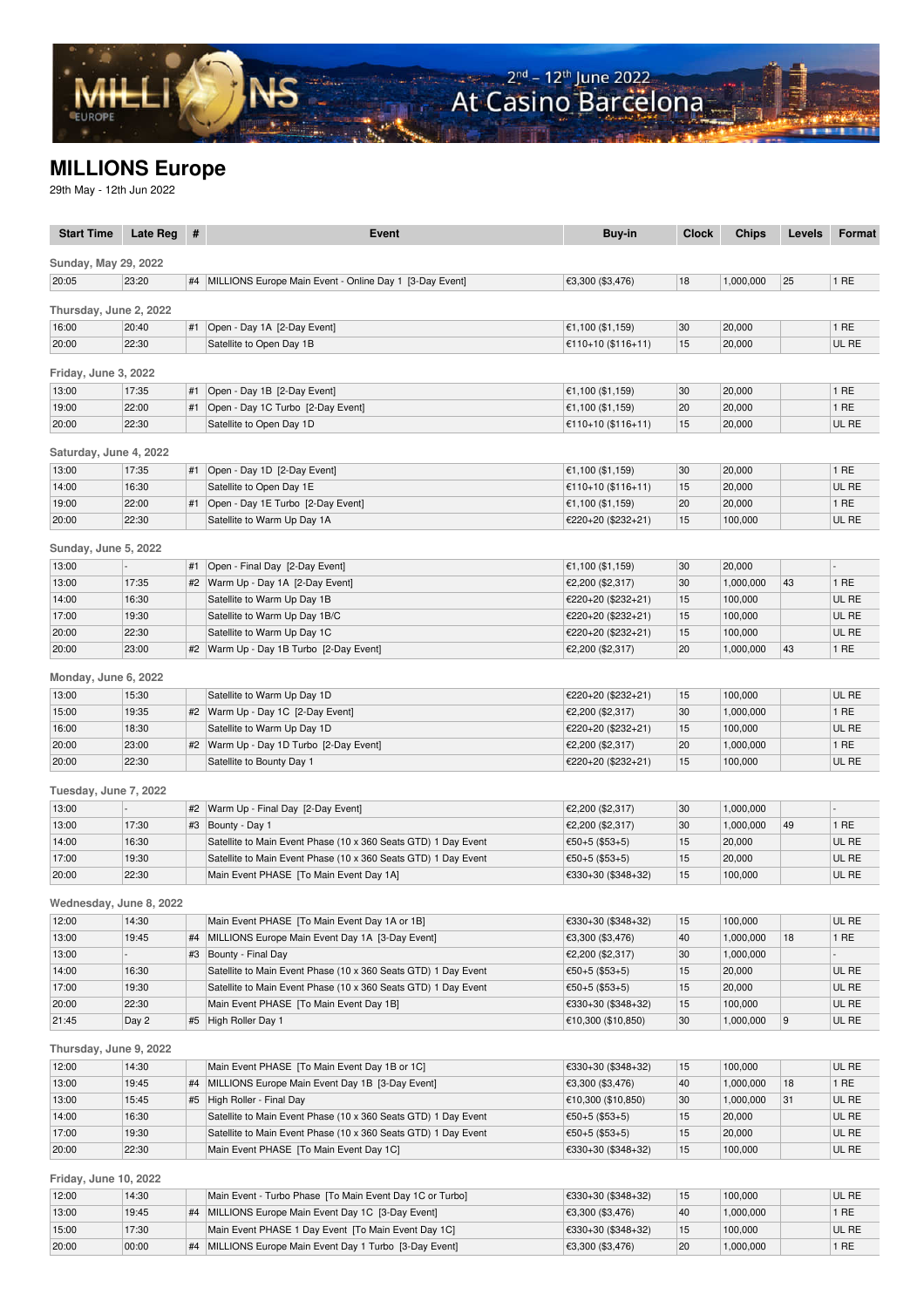# MILLIONS Europe

29th May - 12th Jun 2022

| Start Time | Late Reg | # | Event | Buy-in | Clock | Chips | Levels | Format |
|---|---|---|---|---|---|---|---|---|
| **Sunday, May 29, 2022** | | | | | | | | |
| 20:05 | 23:20 | #4 | MILLIONS Europe Main Event - Online Day 1 [3-Day Event] | €3,300 ($3,476) | 18 | 1,000,000 | 25 | 1 RE |
| **Thursday, June 2, 2022** | | | | | | | | |
| 16:00 | 20:40 | #1 | Open - Day 1A [2-Day Event] | €1,100 ($1,159) | 30 | 20,000 | | 1 RE |
| 20:00 | 22:30 | | Satellite to Open Day 1B | €110+10 ($116+11) | 15 | 20,000 | | UL RE |
| **Friday, June 3, 2022** | | | | | | | | |
| 13:00 | 17:35 | #1 | Open - Day 1B [2-Day Event] | €1,100 ($1,159) | 30 | 20,000 | | 1 RE |
| 19:00 | 22:00 | #1 | Open - Day 1C Turbo [2-Day Event] | €1,100 ($1,159) | 20 | 20,000 | | 1 RE |
| 20:00 | 22:30 | | Satellite to Open Day 1D | €110+10 ($116+11) | 15 | 20,000 | | UL RE |
| **Saturday, June 4, 2022** | | | | | | | | |
| 13:00 | 17:35 | #1 | Open - Day 1D [2-Day Event] | €1,100 ($1,159) | 30 | 20,000 | | 1 RE |
| 14:00 | 16:30 | | Satellite to Open Day 1E | €110+10 ($116+11) | 15 | 20,000 | | UL RE |
| 19:00 | 22:00 | #1 | Open - Day 1E Turbo [2-Day Event] | €1,100 ($1,159) | 20 | 20,000 | | 1 RE |
| 20:00 | 22:30 | | Satellite to Warm Up Day 1A | €220+20 ($232+21) | 15 | 100,000 | | UL RE |
| **Sunday, June 5, 2022** | | | | | | | | |
| 13:00 | - | #1 | Open - Final Day [2-Day Event] | €1,100 ($1,159) | 30 | 20,000 | | - |
| 13:00 | 17:35 | #2 | Warm Up - Day 1A [2-Day Event] | €2,200 ($2,317) | 30 | 1,000,000 | 43 | 1 RE |
| 14:00 | 16:30 | | Satellite to Warm Up Day 1B | €220+20 ($232+21) | 15 | 100,000 | | UL RE |
| 17:00 | 19:30 | | Satellite to Warm Up Day 1B/C | €220+20 ($232+21) | 15 | 100,000 | | UL RE |
| 20:00 | 22:30 | | Satellite to Warm Up Day 1C | €220+20 ($232+21) | 15 | 100,000 | | UL RE |
| 20:00 | 23:00 | #2 | Warm Up - Day 1B Turbo [2-Day Event] | €2,200 ($2,317) | 20 | 1,000,000 | 43 | 1 RE |
| **Monday, June 6, 2022** | | | | | | | | |
| 13:00 | 15:30 | | Satellite to Warm Up Day 1D | €220+20 ($232+21) | 15 | 100,000 | | UL RE |
| 15:00 | 19:35 | #2 | Warm Up - Day 1C [2-Day Event] | €2,200 ($2,317) | 30 | 1,000,000 | | 1 RE |
| 16:00 | 18:30 | | Satellite to Warm Up Day 1D | €220+20 ($232+21) | 15 | 100,000 | | UL RE |
| 20:00 | 23:00 | #2 | Warm Up - Day 1D Turbo [2-Day Event] | €2,200 ($2,317) | 20 | 1,000,000 | | 1 RE |
| 20:00 | 22:30 | | Satellite to Bounty Day 1 | €220+20 ($232+21) | 15 | 100,000 | | UL RE |
| **Tuesday, June 7, 2022** | | | | | | | | |
| 13:00 | - | #2 | Warm Up - Final Day [2-Day Event] | €2,200 ($2,317) | 30 | 1,000,000 | | - |
| 13:00 | 17:30 | #3 | Bounty - Day 1 | €2,200 ($2,317) | 30 | 1,000,000 | 49 | 1 RE |
| 14:00 | 16:30 | | Satellite to Main Event Phase (10 x 360 Seats GTD) 1 Day Event | €50+5 ($53+5) | 15 | 20,000 | | UL RE |
| 17:00 | 19:30 | | Satellite to Main Event Phase (10 x 360 Seats GTD) 1 Day Event | €50+5 ($53+5) | 15 | 20,000 | | UL RE |
| 20:00 | 22:30 | | Main Event PHASE [To Main Event Day 1A] | €330+30 ($348+32) | 15 | 100,000 | | UL RE |
| **Wednesday, June 8, 2022** | | | | | | | | |
| 12:00 | 14:30 | | Main Event PHASE [To Main Event Day 1A or 1B] | €330+30 ($348+32) | 15 | 100,000 | | UL RE |
| 13:00 | 19:45 | #4 | MILLIONS Europe Main Event Day 1A [3-Day Event] | €3,300 ($3,476) | 40 | 1,000,000 | 18 | 1 RE |
| 13:00 | - | #3 | Bounty - Final Day | €2,200 ($2,317) | 30 | 1,000,000 | | - |
| 14:00 | 16:30 | | Satellite to Main Event Phase (10 x 360 Seats GTD) 1 Day Event | €50+5 ($53+5) | 15 | 20,000 | | UL RE |
| 17:00 | 19:30 | | Satellite to Main Event Phase (10 x 360 Seats GTD) 1 Day Event | €50+5 ($53+5) | 15 | 20,000 | | UL RE |
| 20:00 | 22:30 | | Main Event PHASE [To Main Event Day 1B] | €330+30 ($348+32) | 15 | 100,000 | | UL RE |
| 21:45 | Day 2 | #5 | High Roller Day 1 | €10,300 ($10,850) | 30 | 1,000,000 | 9 | UL RE |
| **Thursday, June 9, 2022** | | | | | | | | |
| 12:00 | 14:30 | | Main Event PHASE [To Main Event Day 1B or 1C] | €330+30 ($348+32) | 15 | 100,000 | | UL RE |
| 13:00 | 19:45 | #4 | MILLIONS Europe Main Event Day 1B [3-Day Event] | €3,300 ($3,476) | 40 | 1,000,000 | 18 | 1 RE |
| 13:00 | 15:45 | #5 | High Roller - Final Day | €10,300 ($10,850) | 30 | 1,000,000 | 31 | UL RE |
| 14:00 | 16:30 | | Satellite to Main Event Phase (10 x 360 Seats GTD) 1 Day Event | €50+5 ($53+5) | 15 | 20,000 | | UL RE |
| 17:00 | 19:30 | | Satellite to Main Event Phase (10 x 360 Seats GTD) 1 Day Event | €50+5 ($53+5) | 15 | 20,000 | | UL RE |
| 20:00 | 22:30 | | Main Event PHASE [To Main Event Day 1C] | €330+30 ($348+32) | 15 | 100,000 | | UL RE |
| **Friday, June 10, 2022** | | | | | | | | |
| 12:00 | 14:30 | | Main Event - Turbo Phase [To Main Event Day 1C or Turbo] | €330+30 ($348+32) | 15 | 100,000 | | UL RE |
| 13:00 | 19:45 | #4 | MILLIONS Europe Main Event Day 1C [3-Day Event] | €3,300 ($3,476) | 40 | 1,000,000 | | 1 RE |
| 15:00 | 17:30 | | Main Event PHASE 1 Day Event [To Main Event Day 1C] | €330+30 ($348+32) | 15 | 100,000 | | UL RE |
| 20:00 | 00:00 | #4 | MILLIONS Europe Main Event Day 1 Turbo [3-Day Event] | €3,300 ($3,476) | 20 | 1,000,000 | | 1 RE |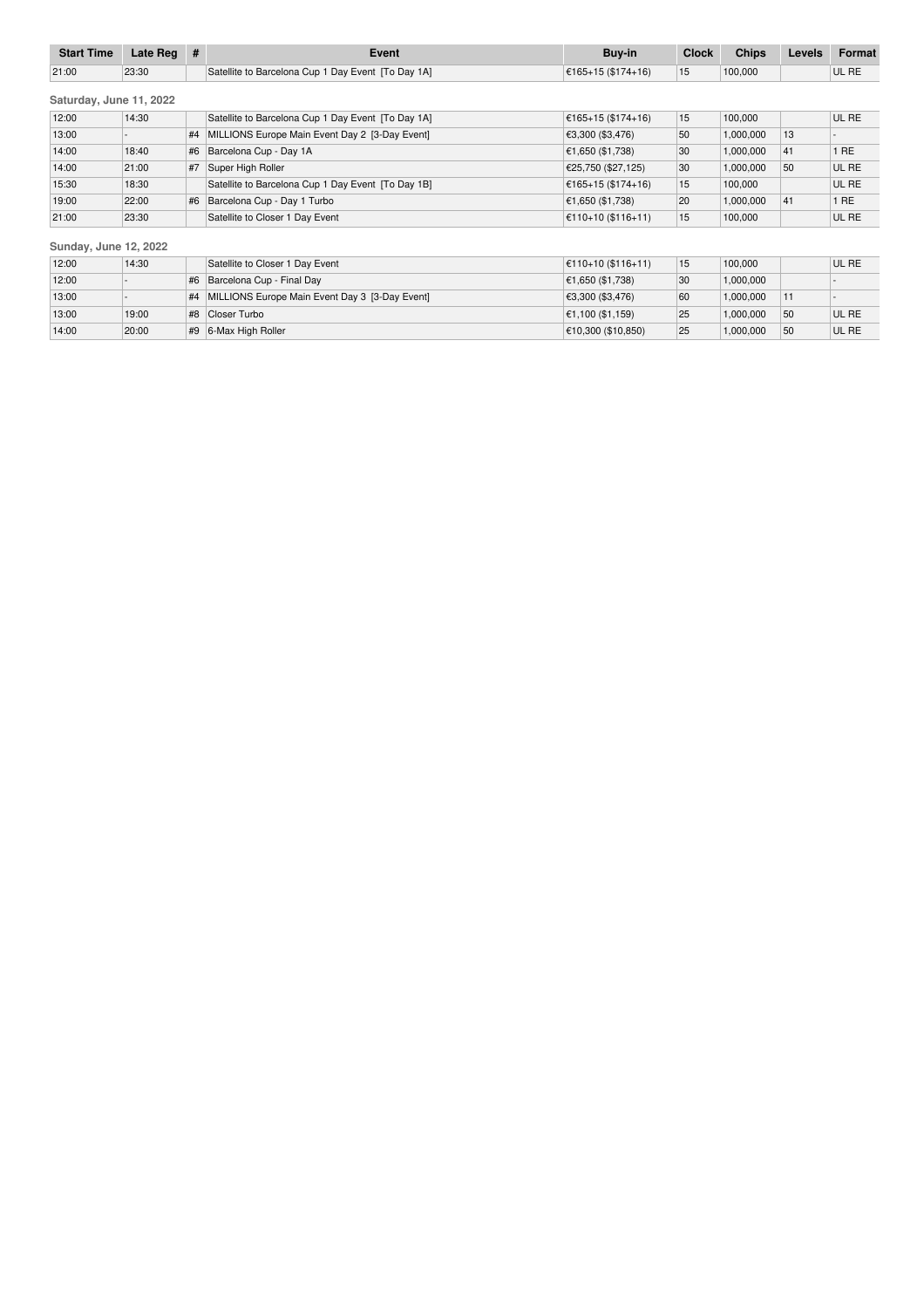| Start Time | Late Reg | # | Event | Buy-in | Clock | Chips | Levels | Format |
|---|---|---|---|---|---|---|---|---|
| 21:00 | 23:30 | | Satellite to Barcelona Cup 1 Day Event [To Day 1A] | €165+15 ($174+16) | 15 | 100,000 | | UL RE |

### Saturday, June 11, 2022

| Start Time | Late Reg | # | Event | Buy-in | Clock | Chips | Levels | Format |
|---|---|---|---|---|---|---|---|---|
| 12:00 | 14:30 | | Satellite to Barcelona Cup 1 Day Event [To Day 1A] | €165+15 ($174+16) | 15 | 100,000 | | UL RE |
| 13:00 | - | #4 | MILLIONS Europe Main Event Day 2 [3-Day Event] | €3,300 ($3,476) | 50 | 1,000,000 | 13 | - |
| 14:00 | 18:40 | #6 | Barcelona Cup - Day 1A | €1,650 ($1,738) | 30 | 1,000,000 | 41 | 1 RE |
| 14:00 | 21:00 | #7 | Super High Roller | €25,750 ($27,125) | 30 | 1,000,000 | 50 | UL RE |
| 15:30 | 18:30 | | Satellite to Barcelona Cup 1 Day Event [To Day 1B] | €165+15 ($174+16) | 15 | 100,000 | | UL RE |
| 19:00 | 22:00 | #6 | Barcelona Cup - Day 1 Turbo | €1,650 ($1,738) | 20 | 1,000,000 | 41 | 1 RE |
| 21:00 | 23:30 | | Satellite to Closer 1 Day Event | €110+10 ($116+11) | 15 | 100,000 | | UL RE |

### Sunday, June 12, 2022

| Start Time | Late Reg | # | Event | Buy-in | Clock | Chips | Levels | Format |
|---|---|---|---|---|---|---|---|---|
| 12:00 | 14:30 | | Satellite to Closer 1 Day Event | €110+10 ($116+11) | 15 | 100,000 | | UL RE |
| 12:00 | - | #6 | Barcelona Cup - Final Day | €1,650 ($1,738) | 30 | 1,000,000 | | - |
| 13:00 | - | #4 | MILLIONS Europe Main Event Day 3 [3-Day Event] | €3,300 ($3,476) | 60 | 1,000,000 | 11 | - |
| 13:00 | 19:00 | #8 | Closer Turbo | €1,100 ($1,159) | 25 | 1,000,000 | 50 | UL RE |
| 14:00 | 20:00 | #9 | 6-Max High Roller | €10,300 ($10,850) | 25 | 1,000,000 | 50 | UL RE |